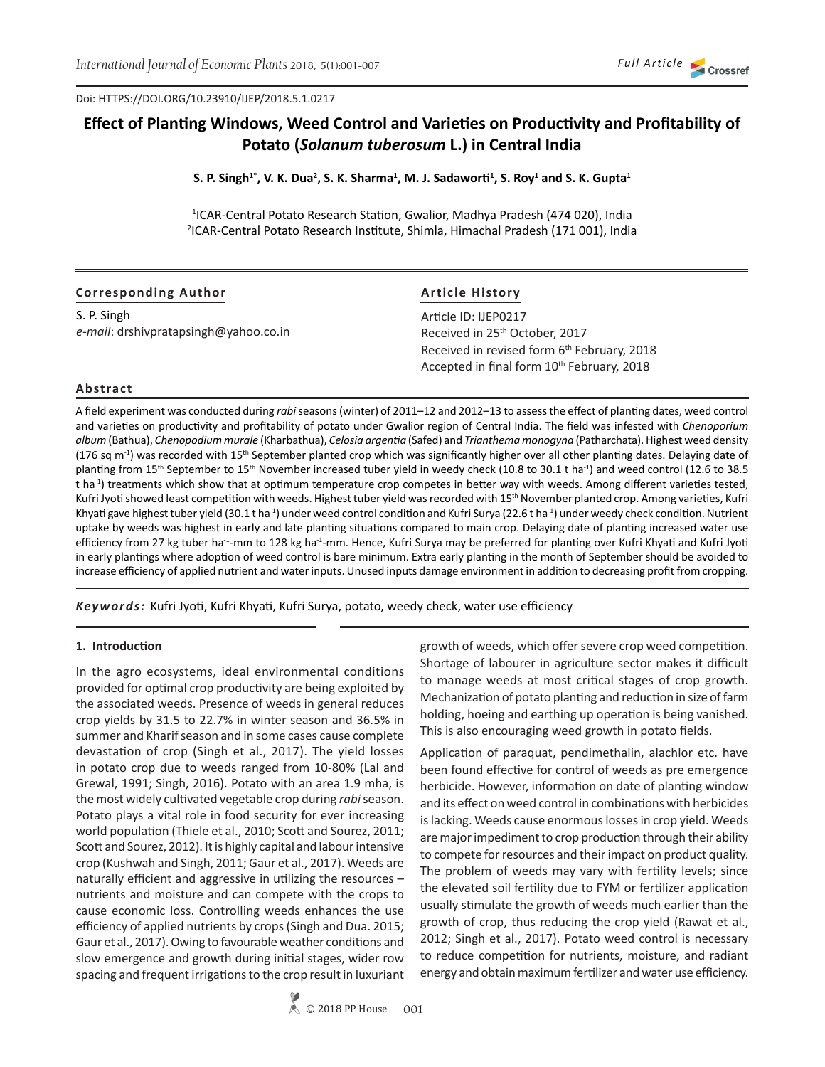Doi: HTTPS://DOI.ORG/10.23910/IJEP/2018.5.1.0217

# Effect of Planting Windows, Weed Control and Varieties on Productivity and Profitability of Potato (*Solanum tuberosum* L.) in Central India

**S. P. Singh[1*], V. K. Dua[2], S. K. Sharma[1], M. J. Sadaworti[1], S. Roy[1] and S. K. Gupta[1]**

[1]ICAR-Central Potato Research Station, Gwalior, Madhya Pradesh (474 020), India
[2]ICAR-Central Potato Research Institute, Shimla, Himachal Pradesh (171 001), India

**Corresponding Author**

S. P. Singh
*e-mail*: drshivpratapsingh@yahoo.co.in

**Article History**

Article ID: IJEP0217
Received in 25th October, 2017
Received in revised form 6th February, 2018
Accepted in final form 10th February, 2018

## Abstract

A field experiment was conducted during *rabi* seasons (winter) of 2011–12 and 2012–13 to assess the effect of planting dates, weed control and varieties on productivity and profitability of potato under Gwalior region of Central India. The field was infested with *Chenoporium album* (Bathua), *Chenopodium murale* (Kharbathua), *Celosia argentia* (Safed) and *Trianthema monogyna* (Patharchata). Highest weed density (176 sq m$^{-1}$) was recorded with 15th September planted crop which was significantly higher over all other planting dates. Delaying date of planting from 15th September to 15th November increased tuber yield in weedy check (10.8 to 30.1 t ha$^{-1}$) and weed control (12.6 to 38.5 t ha$^{-1}$) treatments which show that at optimum temperature crop competes in better way with weeds. Among different varieties tested, Kufri Jyoti showed least competition with weeds. Highest tuber yield was recorded with 15th November planted crop. Among varieties, Kufri Khyati gave highest tuber yield (30.1 t ha$^{-1}$) under weed control condition and Kufri Surya (22.6 t ha$^{-1}$) under weedy check condition. Nutrient uptake by weeds was highest in early and late planting situations compared to main crop. Delaying date of planting increased water use efficiency from 27 kg tuber ha$^{-1}$-mm to 128 kg ha$^{-1}$-mm. Hence, Kufri Surya may be preferred for planting over Kufri Khyati and Kufri Jyoti in early plantings where adoption of weed control is bare minimum. Extra early planting in the month of September should be avoided to increase efficiency of applied nutrient and water inputs. Unused inputs damage environment in addition to decreasing profit from cropping.

***Keywords:*** Kufri Jyoti, Kufri Khyati, Kufri Surya, potato, weedy check, water use efficiency

## 1. Introduction

In the agro ecosystems, ideal environmental conditions provided for optimal crop productivity are being exploited by the associated weeds. Presence of weeds in general reduces crop yields by 31.5 to 22.7% in winter season and 36.5% in summer and Kharif season and in some cases cause complete devastation of crop (Singh et al., 2017). The yield losses in potato crop due to weeds ranged from 10-80% (Lal and Grewal, 1991; Singh, 2016). Potato with an area 1.9 mha, is the most widely cultivated vegetable crop during *rabi* season. Potato plays a vital role in food security for ever increasing world population (Thiele et al., 2010; Scott and Sourez, 2011; Scott and Sourez, 2012). It is highly capital and labour intensive crop (Kushwah and Singh, 2011; Gaur et al., 2017). Weeds are naturally efficient and aggressive in utilizing the resources – nutrients and moisture and can compete with the crops to cause economic loss. Controlling weeds enhances the use efficiency of applied nutrients by crops (Singh and Dua. 2015; Gaur et al., 2017). Owing to favourable weather conditions and slow emergence and growth during initial stages, wider row spacing and frequent irrigations to the crop result in luxuriant growth of weeds, which offer severe crop weed competition. Shortage of labourer in agriculture sector makes it difficult to manage weeds at most critical stages of crop growth. Mechanization of potato planting and reduction in size of farm holding, hoeing and earthing up operation is being vanished. This is also encouraging weed growth in potato fields.

Application of paraquat, pendimethalin, alachlor etc. have been found effective for control of weeds as pre emergence herbicide. However, information on date of planting window and its effect on weed control in combinations with herbicides is lacking. Weeds cause enormous losses in crop yield. Weeds are major impediment to crop production through their ability to compete for resources and their impact on product quality. The problem of weeds may vary with fertility levels; since the elevated soil fertility due to FYM or fertilizer application usually stimulate the growth of weeds much earlier than the growth of crop, thus reducing the crop yield (Rawat et al., 2012; Singh et al., 2017). Potato weed control is necessary to reduce competition for nutrients, moisture, and radiant energy and obtain maximum fertilizer and water use efficiency.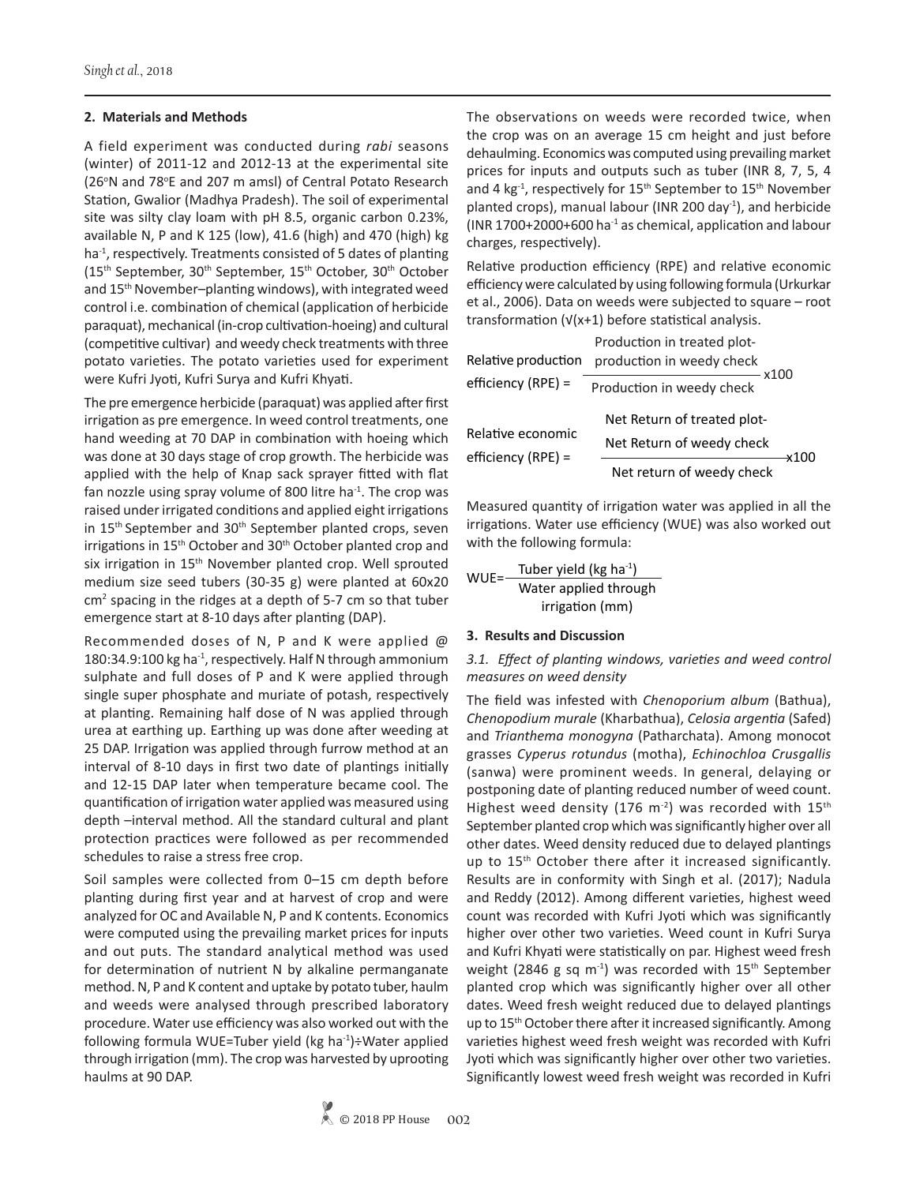## 2. Materials and Methods

A field experiment was conducted during *rabi* seasons (winter) of 2011-12 and 2012-13 at the experimental site (26°N and 78°E and 207 m amsl) of Central Potato Research Station, Gwalior (Madhya Pradesh). The soil of experimental site was silty clay loam with pH 8.5, organic carbon 0.23%, available N, P and K 125 (low), 41.6 (high) and 470 (high) kg ha$^{-1}$, respectively. Treatments consisted of 5 dates of planting (15$^{th}$ September, 30$^{th}$ September, 15$^{th}$ October, 30$^{th}$ October and 15$^{th}$ November–planting windows), with integrated weed control i.e. combination of chemical (application of herbicide paraquat), mechanical (in-crop cultivation-hoeing) and cultural (competitive cultivar) and weedy check treatments with three potato varieties. The potato varieties used for experiment were Kufri Jyoti, Kufri Surya and Kufri Khyati.

The pre emergence herbicide (paraquat) was applied after first irrigation as pre emergence. In weed control treatments, one hand weeding at 70 DAP in combination with hoeing which was done at 30 days stage of crop growth. The herbicide was applied with the help of Knap sack sprayer fitted with flat fan nozzle using spray volume of 800 litre ha$^{-1}$. The crop was raised under irrigated conditions and applied eight irrigations in 15$^{th}$ September and 30$^{th}$ September planted crops, seven irrigations in 15$^{th}$ October and 30$^{th}$ October planted crop and six irrigation in 15$^{th}$ November planted crop. Well sprouted medium size seed tubers (30-35 g) were planted at 60x20 cm$^2$ spacing in the ridges at a depth of 5-7 cm so that tuber emergence start at 8-10 days after planting (DAP).

Recommended doses of N, P and K were applied @ 180:34.9:100 kg ha$^{-1}$, respectively. Half N through ammonium sulphate and full doses of P and K were applied through single super phosphate and muriate of potash, respectively at planting. Remaining half dose of N was applied through urea at earthing up. Earthing up was done after weeding at 25 DAP. Irrigation was applied through furrow method at an interval of 8-10 days in first two date of plantings initially and 12-15 DAP later when temperature became cool. The quantification of irrigation water applied was measured using depth –interval method. All the standard cultural and plant protection practices were followed as per recommended schedules to raise a stress free crop.

Soil samples were collected from 0–15 cm depth before planting during first year and at harvest of crop and were analyzed for OC and Available N, P and K contents. Economics were computed using the prevailing market prices for inputs and out puts. The standard analytical method was used for determination of nutrient N by alkaline permanganate method. N, P and K content and uptake by potato tuber, haulm and weeds were analysed through prescribed laboratory procedure. Water use efficiency was also worked out with the following formula WUE=Tuber yield (kg ha$^{-1}$)÷Water applied through irrigation (mm). The crop was harvested by uprooting haulms at 90 DAP.

The observations on weeds were recorded twice, when the crop was on an average 15 cm height and just before dehaulming. Economics was computed using prevailing market prices for inputs and outputs such as tuber (INR 8, 7, 5, 4 and 4 kg$^{-1}$, respectively for 15$^{th}$ September to 15$^{th}$ November planted crops), manual labour (INR 200 day$^{-1}$), and herbicide (INR 1700+2000+600 ha$^{-1}$ as chemical, application and labour charges, respectively).

Relative production efficiency (RPE) and relative economic efficiency were calculated by using following formula (Urkurkar et al., 2006). Data on weeds were subjected to square – root transformation (√(x+1) before statistical analysis.

$$\text{Relative production efficiency (RPE)} = \frac{\text{Production in treated plot- production in weedy check}}{\text{Production in weedy check}} \times 100$$

$$\text{Relative economic efficiency (RPE)} = \frac{\text{Net Return of treated plot- Net Return of weedy check}}{\text{Net return of weedy check}} \times 100$$

Measured quantity of irrigation water was applied in all the irrigations. Water use efficiency (WUE) was also worked out with the following formula:

$$\text{WUE} = \frac{\text{Tuber yield (kg ha}^{-1}\text{)}}{\text{Water applied through irrigation (mm)}}$$

## 3. Results and Discussion

### *3.1. Effect of planting windows, varieties and weed control measures on weed density*

The field was infested with *Chenoporium album* (Bathua), *Chenopodium murale* (Kharbathua), *Celosia argentia* (Safed) and *Trianthema monogyna* (Patharchata). Among monocot grasses *Cyperus rotundus* (motha), *Echinochloa Crusgallis* (sanwa) were prominent weeds. In general, delaying or postponing date of planting reduced number of weed count. Highest weed density (176 m$^{-2}$) was recorded with 15$^{th}$ September planted crop which was significantly higher over all other dates. Weed density reduced due to delayed plantings up to 15$^{th}$ October there after it increased significantly. Results are in conformity with Singh et al. (2017); Nadula and Reddy (2012). Among different varieties, highest weed count was recorded with Kufri Jyoti which was significantly higher over other two varieties. Weed count in Kufri Surya and Kufri Khyati were statistically on par. Highest weed fresh weight (2846 g sq m$^{-1}$) was recorded with 15$^{th}$ September planted crop which was significantly higher over all other dates. Weed fresh weight reduced due to delayed plantings up to 15$^{th}$ October there after it increased significantly. Among varieties highest weed fresh weight was recorded with Kufri Jyoti which was significantly higher over other two varieties. Significantly lowest weed fresh weight was recorded in Kufri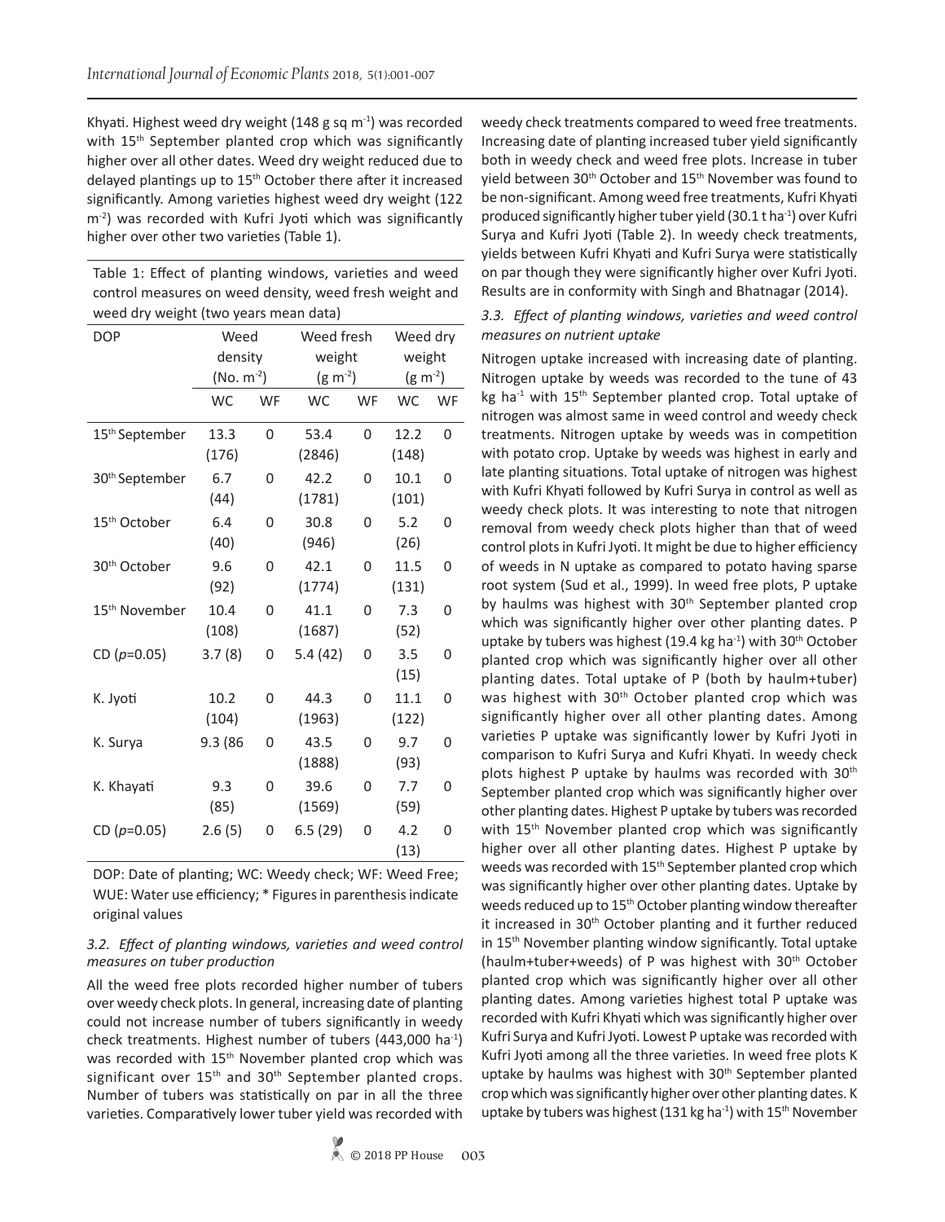Khyati. Highest weed dry weight (148 g sq $m^{-1}$) was recorded with 15th September planted crop which was significantly higher over all other dates. Weed dry weight reduced due to delayed plantings up to 15th October there after it increased significantly. Among varieties highest weed dry weight (122 $m^{-2}$) was recorded with Kufri Jyoti which was significantly higher over other two varieties (Table 1).

Table 1: Effect of planting windows, varieties and weed control measures on weed density, weed fresh weight and weed dry weight (two years mean data)

| DOP | Weed density (No. $m^{-2}$) | | Weed fresh weight (g $m^{-2}$) | | Weed dry weight (g $m^{-2}$) | |
|---|---|---|---|---|---|---|
| | WC | WF | WC | WF | WC | WF |
| 15th September | 13.3 (176) | 0 | 53.4 (2846) | 0 | 12.2 (148) | 0 |
| 30th September | 6.7 (44) | 0 | 42.2 (1781) | 0 | 10.1 (101) | 0 |
| 15th October | 6.4 (40) | 0 | 30.8 (946) | 0 | 5.2 (26) | 0 |
| 30th October | 9.6 (92) | 0 | 42.1 (1774) | 0 | 11.5 (131) | 0 |
| 15th November | 10.4 (108) | 0 | 41.1 (1687) | 0 | 7.3 (52) | 0 |
| CD ($p$=0.05) | 3.7 (8) | 0 | 5.4 (42) | 0 | 3.5 (15) | 0 |
| K. Jyoti | 10.2 (104) | 0 | 44.3 (1963) | 0 | 11.1 (122) | 0 |
| K. Surya | 9.3 (86 | 0 | 43.5 (1888) | 0 | 9.7 (93) | 0 |
| K. Khayati | 9.3 (85) | 0 | 39.6 (1569) | 0 | 7.7 (59) | 0 |
| CD ($p$=0.05) | 2.6 (5) | 0 | 6.5 (29) | 0 | 4.2 (13) | 0 |

DOP: Date of planting; WC: Weedy check; WF: Weed Free; WUE: Water use efficiency; * Figures in parenthesis indicate original values

### 3.2. Effect of planting windows, varieties and weed control measures on tuber production

All the weed free plots recorded higher number of tubers over weedy check plots. In general, increasing date of planting could not increase number of tubers significantly in weedy check treatments. Highest number of tubers (443,000 $ha^{-1}$) was recorded with 15th November planted crop which was significant over 15th and 30th September planted crops. Number of tubers was statistically on par in all the three varieties. Comparatively lower tuber yield was recorded with weedy check treatments compared to weed free treatments. Increasing date of planting increased tuber yield significantly both in weedy check and weed free plots. Increase in tuber yield between 30th October and 15th November was found to be non-significant. Among weed free treatments, Kufri Khyati produced significantly higher tuber yield (30.1 t $ha^{-1}$) over Kufri Surya and Kufri Jyoti (Table 2). In weedy check treatments, yields between Kufri Khyati and Kufri Surya were statistically on par though they were significantly higher over Kufri Jyoti. Results are in conformity with Singh and Bhatnagar (2014).

### 3.3. Effect of planting windows, varieties and weed control measures on nutrient uptake

Nitrogen uptake increased with increasing date of planting. Nitrogen uptake by weeds was recorded to the tune of 43 kg $ha^{-1}$ with 15th September planted crop. Total uptake of nitrogen was almost same in weed control and weedy check treatments. Nitrogen uptake by weeds was in competition with potato crop. Uptake by weeds was highest in early and late planting situations. Total uptake of nitrogen was highest with Kufri Khyati followed by Kufri Surya in control as well as weedy check plots. It was interesting to note that nitrogen removal from weedy check plots higher than that of weed control plots in Kufri Jyoti. It might be due to higher efficiency of weeds in N uptake as compared to potato having sparse root system (Sud et al., 1999). In weed free plots, P uptake by haulms was highest with 30th September planted crop which was significantly higher over other planting dates. P uptake by tubers was highest (19.4 kg $ha^{-1}$) with 30th October planted crop which was significantly higher over all other planting dates. Total uptake of P (both by haulm+tuber) was highest with 30th October planted crop which was significantly higher over all other planting dates. Among varieties P uptake was significantly lower by Kufri Jyoti in comparison to Kufri Surya and Kufri Khyati. In weedy check plots highest P uptake by haulms was recorded with 30th September planted crop which was significantly higher over other planting dates. Highest P uptake by tubers was recorded with 15th November planted crop which was significantly higher over all other planting dates. Highest P uptake by weeds was recorded with 15th September planted crop which was significantly higher over other planting dates. Uptake by weeds reduced up to 15th October planting window thereafter it increased in 30th October planting and it further reduced in 15th November planting window significantly. Total uptake (haulm+tuber+weeds) of P was highest with 30th October planted crop which was significantly higher over all other planting dates. Among varieties highest total P uptake was recorded with Kufri Khyati which was significantly higher over Kufri Surya and Kufri Jyoti. Lowest P uptake was recorded with Kufri Jyoti among all the three varieties. In weed free plots K uptake by haulms was highest with 30th September planted crop which was significantly higher over other planting dates. K uptake by tubers was highest (131 kg $ha^{-1}$) with 15th November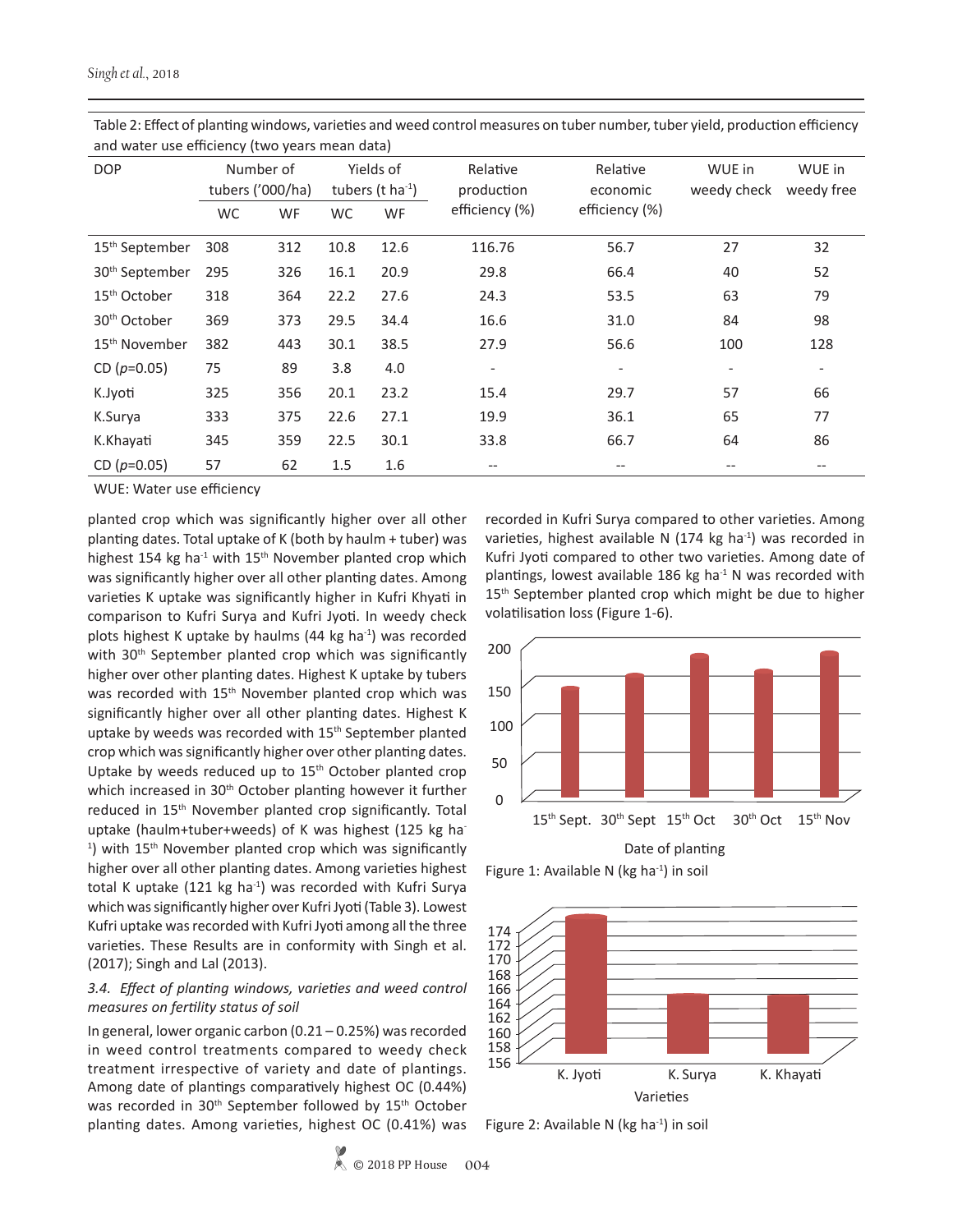Table 2: Effect of planting windows, varieties and weed control measures on tuber number, tuber yield, production efficiency and water use efficiency (two years mean data)

| DOP | Number of tubers ('000/ha) | | Yields of tubers (t $ha^{-1}$) | | Relative production efficiency (%) | Relative economic efficiency (%) | WUE in weedy check | WUE in weedy free |
|---|---|---|---|---|---|---|---|---|
| | WC | WF | WC | WF | | | | |
| 15th September | 308 | 312 | 10.8 | 12.6 | 116.76 | 56.7 | 27 | 32 |
| 30th September | 295 | 326 | 16.1 | 20.9 | 29.8 | 66.4 | 40 | 52 |
| 15th October | 318 | 364 | 22.2 | 27.6 | 24.3 | 53.5 | 63 | 79 |
| 30th October | 369 | 373 | 29.5 | 34.4 | 16.6 | 31.0 | 84 | 98 |
| 15th November | 382 | 443 | 30.1 | 38.5 | 27.9 | 56.6 | 100 | 128 |
| CD ($p$=0.05) | 75 | 89 | 3.8 | 4.0 | - | - | - | - |
| K.Jyoti | 325 | 356 | 20.1 | 23.2 | 15.4 | 29.7 | 57 | 66 |
| K.Surya | 333 | 375 | 22.6 | 27.1 | 19.9 | 36.1 | 65 | 77 |
| K.Khayati | 345 | 359 | 22.5 | 30.1 | 33.8 | 66.7 | 64 | 86 |
| CD ($p$=0.05) | 57 | 62 | 1.5 | 1.6 | -- | -- | -- | -- |

WUE: Water use efficiency

planted crop which was significantly higher over all other planting dates. Total uptake of K (both by haulm + tuber) was highest 154 kg $ha^{-1}$ with 15th November planted crop which was significantly higher over all other planting dates. Among varieties K uptake was significantly higher in Kufri Khyati in comparison to Kufri Surya and Kufri Jyoti. In weedy check plots highest K uptake by haulms (44 kg $ha^{-1}$) was recorded with 30th September planted crop which was significantly higher over other planting dates. Highest K uptake by tubers was recorded with 15th November planted crop which was significantly higher over all other planting dates. Highest K uptake by weeds was recorded with 15th September planted crop which was significantly higher over other planting dates. Uptake by weeds reduced up to 15th October planted crop which increased in 30th October planting however it further reduced in 15th November planted crop significantly. Total uptake (haulm+tuber+weeds) of K was highest (125 kg $ha^{-1}$) with 15th November planted crop which was significantly higher over all other planting dates. Among varieties highest total K uptake (121 kg $ha^{-1}$) was recorded with Kufri Surya which was significantly higher over Kufri Jyoti (Table 3). Lowest Kufri uptake was recorded with Kufri Jyoti among all the three varieties. These Results are in conformity with Singh et al. (2017); Singh and Lal (2013).

*3.4. Effect of planting windows, varieties and weed control measures on fertility status of soil*

In general, lower organic carbon (0.21 – 0.25%) was recorded in weed control treatments compared to weedy check treatment irrespective of variety and date of plantings. Among date of plantings comparatively highest OC (0.44%) was recorded in 30th September followed by 15th October planting dates. Among varieties, highest OC (0.41%) was recorded in Kufri Surya compared to other varieties. Among varieties, highest available N (174 kg $ha^{-1}$) was recorded in Kufri Jyoti compared to other two varieties. Among date of plantings, lowest available 186 kg $ha^{-1}$ N was recorded with 15th September planted crop which might be due to higher volatilisation loss (Figure 1-6).

Figure 1: Available N (kg $ha^{-1}$) in soil

Figure 2: Available N (kg $ha^{-1}$) in soil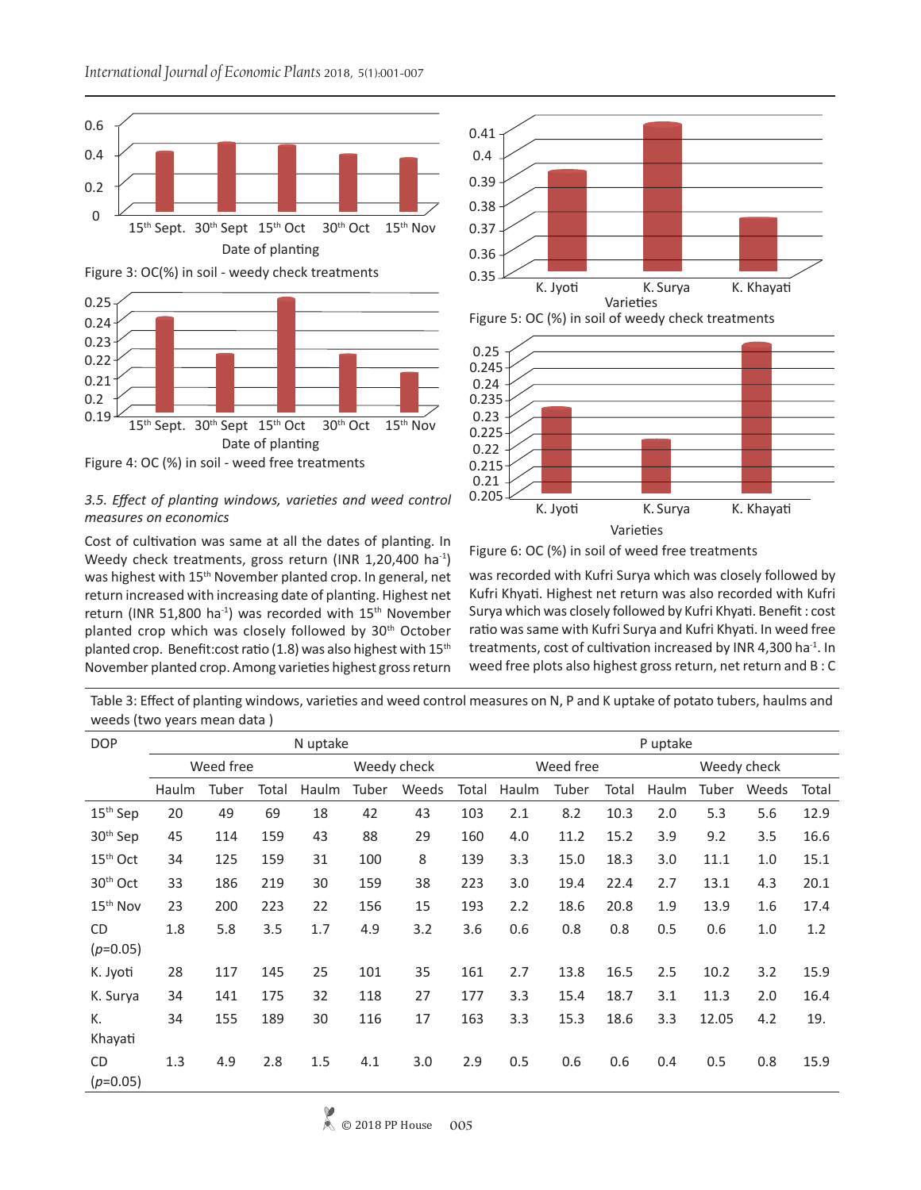Figure 3: OC(%) in soil - weedy check treatments

Figure 4: OC (%) in soil - weed free treatments

Figure 5: OC (%) in soil of weedy check treatments

Figure 6: OC (%) in soil of weed free treatments

### 3.5. *Effect of planting windows, varieties and weed control measures on economics*

Cost of cultivation was same at all the dates of planting. In Weedy check treatments, gross return (INR 1,20,400 ha$^{-1}$) was highest with 15th November planted crop. In general, net return increased with increasing date of planting. Highest net return (INR 51,800 ha$^{-1}$) was recorded with 15th November planted crop which was closely followed by 30th October planted crop. Benefit:cost ratio (1.8) was also highest with 15th November planted crop. Among varieties highest gross return was recorded with Kufri Surya which was closely followed by Kufri Khyati. Highest net return was also recorded with Kufri Surya which was closely followed by Kufri Khyati. Benefit : cost ratio was same with Kufri Surya and Kufri Khyati. In weed free treatments, cost of cultivation increased by INR 4,300 ha$^{-1}$. In weed free plots also highest gross return, net return and B : C

Table 3: Effect of planting windows, varieties and weed control measures on N, P and K uptake of potato tubers, haulms and weeds (two years mean data )

| DOP | N uptake | | | | | | | P uptake | | | | | | | |
|---|---|---|---|---|---|---|---|---|---|---|---|---|---|---|---|
| | Weed free | | | Weedy check | | | | Weed free | | | Weedy check | | | | |
| | Haulm | Tuber | Total | Haulm | Tuber | Weeds | Total | Haulm | Tuber | Total | Haulm | Tuber | Weeds | Total | |
| 15th Sep | 20 | 49 | 69 | 18 | 42 | 43 | 103 | 2.1 | 8.2 | 10.3 | 2.0 | 5.3 | 5.6 | 12.9 | |
| 30th Sep | 45 | 114 | 159 | 43 | 88 | 29 | 160 | 4.0 | 11.2 | 15.2 | 3.9 | 9.2 | 3.5 | 16.6 | |
| 15th Oct | 34 | 125 | 159 | 31 | 100 | 8 | 139 | 3.3 | 15.0 | 18.3 | 3.0 | 11.1 | 1.0 | 15.1 | |
| 30th Oct | 33 | 186 | 219 | 30 | 159 | 38 | 223 | 3.0 | 19.4 | 22.4 | 2.7 | 13.1 | 4.3 | 20.1 | |
| 15th Nov | 23 | 200 | 223 | 22 | 156 | 15 | 193 | 2.2 | 18.6 | 20.8 | 1.9 | 13.9 | 1.6 | 17.4 | |
| CD ($p$=0.05) | 1.8 | 5.8 | 3.5 | 1.7 | 4.9 | 3.2 | 3.6 | 0.6 | 0.8 | 0.8 | 0.5 | 0.6 | 1.0 | 1.2 | |
| K. Jyoti | 28 | 117 | 145 | 25 | 101 | 35 | 161 | 2.7 | 13.8 | 16.5 | 2.5 | 10.2 | 3.2 | 15.9 | |
| K. Surya | 34 | 141 | 175 | 32 | 118 | 27 | 177 | 3.3 | 15.4 | 18.7 | 3.1 | 11.3 | 2.0 | 16.4 | |
| K. Khayati | 34 | 155 | 189 | 30 | 116 | 17 | 163 | 3.3 | 15.3 | 18.6 | 3.3 | 12.05 | 4.2 | 19. | |
| CD ($p$=0.05) | 1.3 | 4.9 | 2.8 | 1.5 | 4.1 | 3.0 | 2.9 | 0.5 | 0.6 | 0.6 | 0.4 | 0.5 | 0.8 | 15.9 | |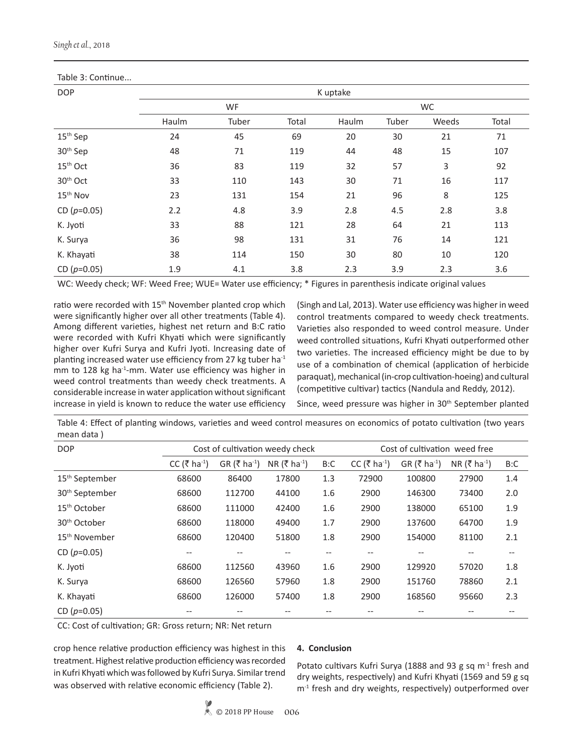Table 3: Continue...

| DOP | K uptake | | | | | | |
|---|---|---|---|---|---|---|---|
| | WF | | | WC | | | |
| | Haulm | Tuber | Total | Haulm | Tuber | Weeds | Total |
| 15th Sep | 24 | 45 | 69 | 20 | 30 | 21 | 71 |
| 30th Sep | 48 | 71 | 119 | 44 | 48 | 15 | 107 |
| 15th Oct | 36 | 83 | 119 | 32 | 57 | 3 | 92 |
| 30th Oct | 33 | 110 | 143 | 30 | 71 | 16 | 117 |
| 15th Nov | 23 | 131 | 154 | 21 | 96 | 8 | 125 |
| CD ($p$=0.05) | 2.2 | 4.8 | 3.9 | 2.8 | 4.5 | 2.8 | 3.8 |
| K. Jyoti | 33 | 88 | 121 | 28 | 64 | 21 | 113 |
| K. Surya | 36 | 98 | 131 | 31 | 76 | 14 | 121 |
| K. Khayati | 38 | 114 | 150 | 30 | 80 | 10 | 120 |
| CD ($p$=0.05) | 1.9 | 4.1 | 3.8 | 2.3 | 3.9 | 2.3 | 3.6 |

WC: Weedy check; WF: Weed Free; WUE= Water use efficiency; * Figures in parenthesis indicate original values

ratio were recorded with 15th November planted crop which were significantly higher over all other treatments (Table 4). Among different varieties, highest net return and B:C ratio were recorded with Kufri Khyati which were significantly higher over Kufri Surya and Kufri Jyoti. Increasing date of planting increased water use efficiency from 27 kg tuber ha$^{-1}$ mm to 128 kg ha$^{-1}$-mm. Water use efficiency was higher in weed control treatments than weedy check treatments. A considerable increase in water application without significant increase in yield is known to reduce the water use efficiency (Singh and Lal, 2013). Water use efficiency was higher in weed control treatments compared to weedy check treatments. Varieties also responded to weed control measure. Under weed controlled situations, Kufri Khyati outperformed other two varieties. The increased efficiency might be due to by use of a combination of chemical (application of herbicide paraquat), mechanical (in-crop cultivation-hoeing) and cultural (competitive cultivar) tactics (Nandula and Reddy, 2012).

Since, weed pressure was higher in 30th September planted crop hence relative production efficiency was highest in this treatment. Highest relative production efficiency was recorded in Kufri Khyati which was followed by Kufri Surya. Similar trend was observed with relative economic efficiency (Table 2).

Table 4: Effect of planting windows, varieties and weed control measures on economics of potato cultivation (two years mean data )

| DOP | Cost of cultivation weedy check | | | | Cost of cultivation weed free | | | |
|---|---|---|---|---|---|---|---|---|
| | CC (₹ ha$^{-1}$) | GR (₹ ha$^{-1}$) | NR (₹ ha$^{-1}$) | B:C | CC (₹ ha$^{-1}$) | GR (₹ ha$^{-1}$) | NR (₹ ha$^{-1}$) | B:C |
| 15th September | 68600 | 86400 | 17800 | 1.3 | 72900 | 100800 | 27900 | 1.4 |
| 30th September | 68600 | 112700 | 44100 | 1.6 | 2900 | 146300 | 73400 | 2.0 |
| 15th October | 68600 | 111000 | 42400 | 1.6 | 2900 | 138000 | 65100 | 1.9 |
| 30th October | 68600 | 118000 | 49400 | 1.7 | 2900 | 137600 | 64700 | 1.9 |
| 15th November | 68600 | 120400 | 51800 | 1.8 | 2900 | 154000 | 81100 | 2.1 |
| CD ($p$=0.05) | -- | -- | -- | -- | -- | -- | -- | -- |
| K. Jyoti | 68600 | 112560 | 43960 | 1.6 | 2900 | 129920 | 57020 | 1.8 |
| K. Surya | 68600 | 126560 | 57960 | 1.8 | 2900 | 151760 | 78860 | 2.1 |
| K. Khayati | 68600 | 126000 | 57400 | 1.8 | 2900 | 168560 | 95660 | 2.3 |
| CD ($p$=0.05) | -- | -- | -- | -- | -- | -- | -- | -- |

CC: Cost of cultivation; GR: Gross return; NR: Net return

## 4. Conclusion

Potato cultivars Kufri Surya (1888 and 93 g sq m$^{-1}$ fresh and dry weights, respectively) and Kufri Khyati (1569 and 59 g sq m$^{-1}$ fresh and dry weights, respectively) outperformed over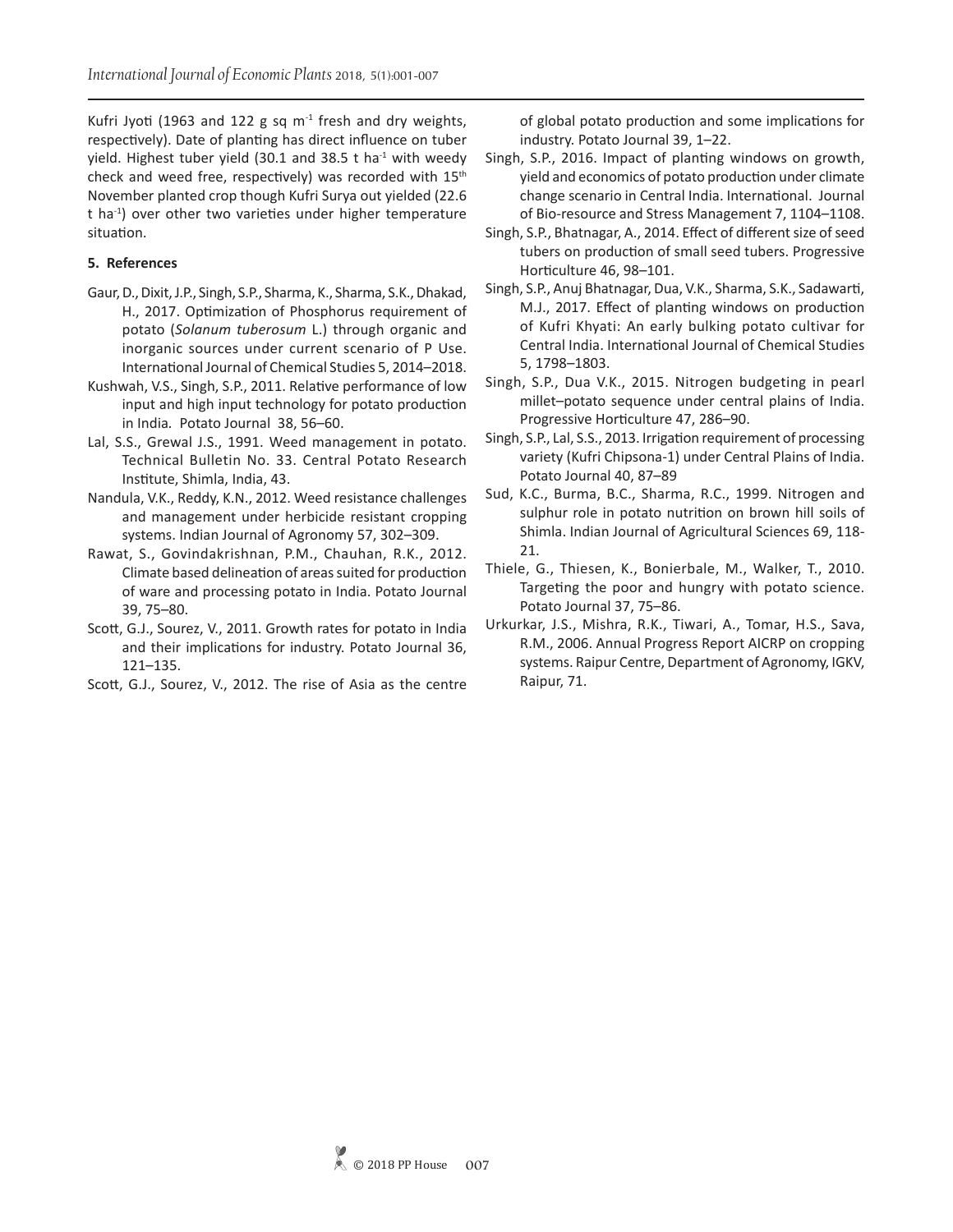Kufri Jyoti (1963 and 122 g sq $m^{-1}$ fresh and dry weights, respectively). Date of planting has direct influence on tuber yield. Highest tuber yield (30.1 and 38.5 t $ha^{-1}$ with weedy check and weed free, respectively) was recorded with 15th November planted crop though Kufri Surya out yielded (22.6 t $ha^{-1}$) over other two varieties under higher temperature situation.

## 5. References

Gaur, D., Dixit, J.P., Singh, S.P., Sharma, K., Sharma, S.K., Dhakad, H., 2017. Optimization of Phosphorus requirement of potato (*Solanum tuberosum* L.) through organic and inorganic sources under current scenario of P Use. International Journal of Chemical Studies 5, 2014–2018.

Kushwah, V.S., Singh, S.P., 2011. Relative performance of low input and high input technology for potato production in India. Potato Journal 38, 56–60.

Lal, S.S., Grewal J.S., 1991. Weed management in potato. Technical Bulletin No. 33. Central Potato Research Institute, Shimla, India, 43.

Nandula, V.K., Reddy, K.N., 2012. Weed resistance challenges and management under herbicide resistant cropping systems. Indian Journal of Agronomy 57, 302–309.

Rawat, S., Govindakrishnan, P.M., Chauhan, R.K., 2012. Climate based delineation of areas suited for production of ware and processing potato in India. Potato Journal 39, 75–80.

Scott, G.J., Sourez, V., 2011. Growth rates for potato in India and their implications for industry. Potato Journal 36, 121–135.

Scott, G.J., Sourez, V., 2012. The rise of Asia as the centre of global potato production and some implications for industry. Potato Journal 39, 1–22.

Singh, S.P., 2016. Impact of planting windows on growth, yield and economics of potato production under climate change scenario in Central India. International. Journal of Bio-resource and Stress Management 7, 1104–1108.

Singh, S.P., Bhatnagar, A., 2014. Effect of different size of seed tubers on production of small seed tubers. Progressive Horticulture 46, 98–101.

Singh, S.P., Anuj Bhatnagar, Dua, V.K., Sharma, S.K., Sadawarti, M.J., 2017. Effect of planting windows on production of Kufri Khyati: An early bulking potato cultivar for Central India. International Journal of Chemical Studies 5, 1798–1803.

Singh, S.P., Dua V.K., 2015. Nitrogen budgeting in pearl millet–potato sequence under central plains of India. Progressive Horticulture 47, 286–90.

Singh, S.P., Lal, S.S., 2013. Irrigation requirement of processing variety (Kufri Chipsona-1) under Central Plains of India. Potato Journal 40, 87–89

Sud, K.C., Burma, B.C., Sharma, R.C., 1999. Nitrogen and sulphur role in potato nutrition on brown hill soils of Shimla. Indian Journal of Agricultural Sciences 69, 118-21.

Thiele, G., Thiesen, K., Bonierbale, M., Walker, T., 2010. Targeting the poor and hungry with potato science. Potato Journal 37, 75–86.

Urkurkar, J.S., Mishra, R.K., Tiwari, A., Tomar, H.S., Sava, R.M., 2006. Annual Progress Report AICRP on cropping systems. Raipur Centre, Department of Agronomy, IGKV, Raipur, 71.